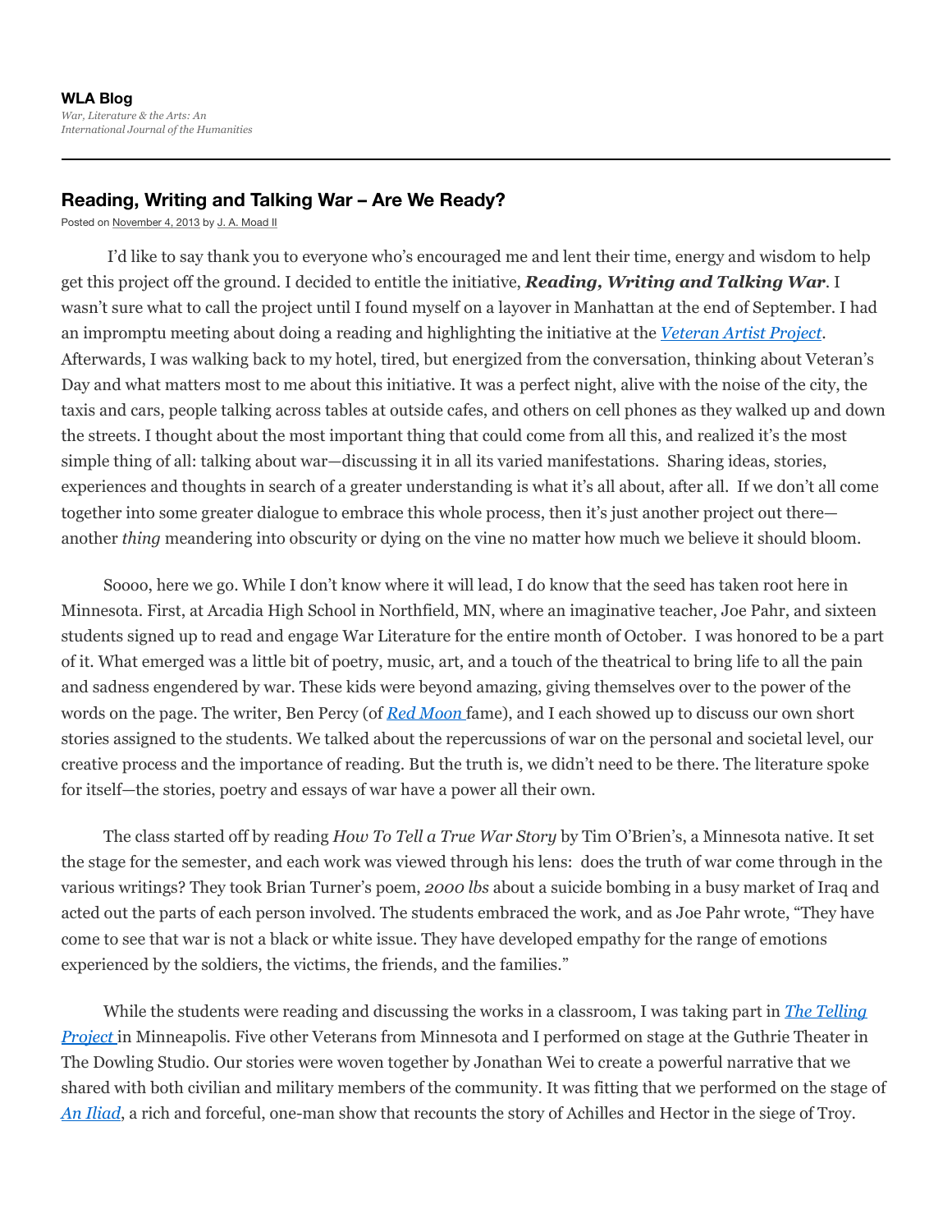**WLA Blog**

*War, Literature & the Arts: An International Journal of the Humanities*

## Reading, Writing and Talking War – Are We Ready?

Posted on November 4, 2013 by J. A. Moad II

I'd like to say thank you to everyone who's encouraged me and lent their time, energy and wisdom to help get this project off the ground. I decided to entitle the initiative, ***Reading, Writing and Talking War***. I wasn't sure what to call the project until I found myself on a layover in Manhattan at the end of September. I had an impromptu meeting about doing a reading and highlighting the initiative at the *Veteran Artist Project*. Afterwards, I was walking back to my hotel, tired, but energized from the conversation, thinking about Veteran's Day and what matters most to me about this initiative. It was a perfect night, alive with the noise of the city, the taxis and cars, people talking across tables at outside cafes, and others on cell phones as they walked up and down the streets. I thought about the most important thing that could come from all this, and realized it's the most simple thing of all: talking about war—discussing it in all its varied manifestations. Sharing ideas, stories, experiences and thoughts in search of a greater understanding is what it's all about, after all. If we don't all come together into some greater dialogue to embrace this whole process, then it's just another project out there—another *thing* meandering into obscurity or dying on the vine no matter how much we believe it should bloom.

Soooo, here we go. While I don't know where it will lead, I do know that the seed has taken root here in Minnesota. First, at Arcadia High School in Northfield, MN, where an imaginative teacher, Joe Pahr, and sixteen students signed up to read and engage War Literature for the entire month of October. I was honored to be a part of it. What emerged was a little bit of poetry, music, art, and a touch of the theatrical to bring life to all the pain and sadness engendered by war. These kids were beyond amazing, giving themselves over to the power of the words on the page. The writer, Ben Percy (of *Red Moon* fame), and I each showed up to discuss our own short stories assigned to the students. We talked about the repercussions of war on the personal and societal level, our creative process and the importance of reading. But the truth is, we didn't need to be there. The literature spoke for itself—the stories, poetry and essays of war have a power all their own.

The class started off by reading *How To Tell a True War Story* by Tim O'Brien's, a Minnesota native. It set the stage for the semester, and each work was viewed through his lens: does the truth of war come through in the various writings? They took Brian Turner's poem, *2000 lbs* about a suicide bombing in a busy market of Iraq and acted out the parts of each person involved. The students embraced the work, and as Joe Pahr wrote, "They have come to see that war is not a black or white issue. They have developed empathy for the range of emotions experienced by the soldiers, the victims, the friends, and the families."

While the students were reading and discussing the works in a classroom, I was taking part in *The Telling Project* in Minneapolis. Five other Veterans from Minnesota and I performed on stage at the Guthrie Theater in The Dowling Studio. Our stories were woven together by Jonathan Wei to create a powerful narrative that we shared with both civilian and military members of the community. It was fitting that we performed on the stage of *An Iliad*, a rich and forceful, one-man show that recounts the story of Achilles and Hector in the siege of Troy.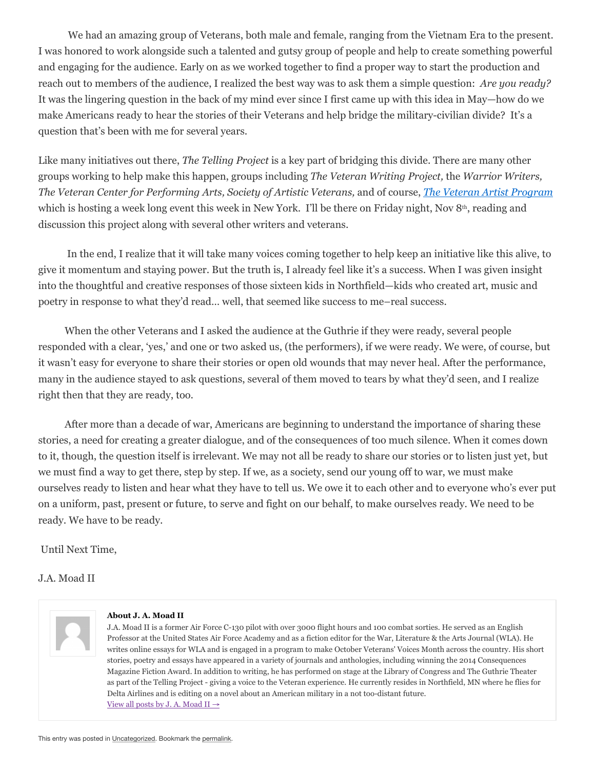We had an amazing group of Veterans, both male and female, ranging from the Vietnam Era to the present. I was honored to work alongside such a talented and gutsy group of people and help to create something powerful and engaging for the audience. Early on as we worked together to find a proper way to start the production and reach out to members of the audience, I realized the best way was to ask them a simple question: *Are you ready?* It was the lingering question in the back of my mind ever since I first came up with this idea in May—how do we make Americans ready to hear the stories of their Veterans and help bridge the military-civilian divide? It's a question that's been with me for several years.

Like many initiatives out there, *The Telling Project* is a key part of bridging this divide. There are many other groups working to help make this happen, groups including *The Veteran Writing Project,* the *Warrior Writers, The Veteran Center for Performing Arts, Society of Artistic Veterans,* and of course, [*The Veteran Artist Program*] which is hosting a week long event this week in New York. I'll be there on Friday night, Nov 8th, reading and discussion this project along with several other writers and veterans.

In the end, I realize that it will take many voices coming together to help keep an initiative like this alive, to give it momentum and staying power. But the truth is, I already feel like it's a success. When I was given insight into the thoughtful and creative responses of those sixteen kids in Northfield—kids who created art, music and poetry in response to what they'd read… well, that seemed like success to me–real success.

When the other Veterans and I asked the audience at the Guthrie if they were ready, several people responded with a clear, 'yes,' and one or two asked us, (the performers), if we were ready. We were, of course, but it wasn't easy for everyone to share their stories or open old wounds that may never heal. After the performance, many in the audience stayed to ask questions, several of them moved to tears by what they'd seen, and I realize right then that they are ready, too.

After more than a decade of war, Americans are beginning to understand the importance of sharing these stories, a need for creating a greater dialogue, and of the consequences of too much silence. When it comes down to it, though, the question itself is irrelevant. We may not all be ready to share our stories or to listen just yet, but we must find a way to get there, step by step. If we, as a society, send our young off to war, we must make ourselves ready to listen and hear what they have to tell us. We owe it to each other and to everyone who's ever put on a uniform, past, present or future, to serve and fight on our behalf, to make ourselves ready. We need to be ready. We have to be ready.

Until Next Time,

J.A. Moad II

**About J. A. Moad II**

J.A. Moad II is a former Air Force C-130 pilot with over 3000 flight hours and 100 combat sorties. He served as an English Professor at the United States Air Force Academy and as a fiction editor for the War, Literature & the Arts Journal (WLA). He writes online essays for WLA and is engaged in a program to make October Veterans' Voices Month across the country. His short stories, poetry and essays have appeared in a variety of journals and anthologies, including winning the 2014 Consequences Magazine Fiction Award. In addition to writing, he has performed on stage at the Library of Congress and The Guthrie Theater as part of the Telling Project - giving a voice to the Veteran experience. He currently resides in Northfield, MN where he flies for Delta Airlines and is editing on a novel about an American military in a not too-distant future.

View all posts by J. A. Moad II →

This entry was posted in Uncategorized. Bookmark the permalink.